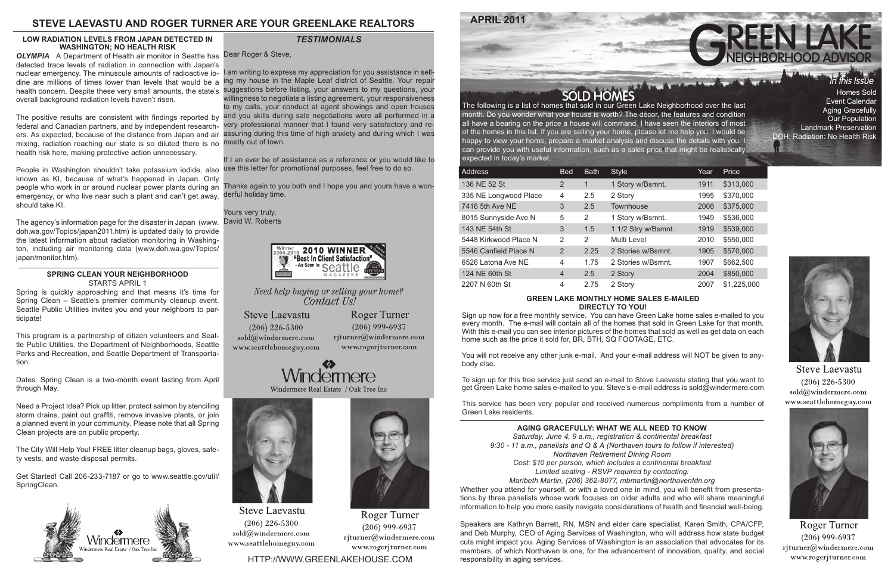# STEVE LAEVASTU AND ROGER TURNER ARE YOUR GREENLAKE REALTORS

### LOW RADIATION LEVELS FROM JAPAN DETECTED IN WASHINGTON; NO HEALTH RISK

***OLYMPIA*** A Department of Health air monitor in Seattle has detected trace levels of radiation in connection with Japan's nuclear emergency. The minuscule amounts of radioactive iodine are millions of times lower than levels that would be a health concern. Despite these very small amounts, the state's overall background radiation levels haven't risen.

The positive results are consistent with findings reported by federal and Canadian partners, and by independent researchers. As expected, because of the distance from Japan and air mixing, radiation reaching our state is so diluted there is no health risk here, making protective action unnecessary.

People in Washington shouldn't take potassium iodide, also known as KI, because of what's happened in Japan. Only people who work in or around nuclear power plants during an emergency, or who live near such a plant and can't get away, should take KI.

The agency's information page for the disaster in Japan (www.doh.wa.gov/Topics/japan2011.htm) is updated daily to provide the latest information about radiation monitoring in Washington, including air monitoring data (www.doh.wa.gov/Topics/japan/monitor.htm).

### SPRING CLEAN YOUR NEIGHBORHOOD

STARTS APRIL 1

Spring is quickly approaching and that means it's time for Spring Clean – Seattle's premier community cleanup event. Seattle Public Utilities invites you and your neighbors to participate!

This program is a partnership of citizen volunteers and Seattle Public Utilities, the Department of Neighborhoods, Seattle Parks and Recreation, and Seattle Department of Transportation.

Dates: Spring Clean is a two-month event lasting from April through May.

Need a Project Idea? Pick up litter, protect salmon by stenciling storm drains, paint out graffiti, remove invasive plants, or join a planned event in your community. Please note that all Spring Clean projects are on public property.

The City Will Help You! FREE litter cleanup bags, gloves, safety vests, and waste disposal permits.

Get Started! Call 206-233-7187 or go to www.seattle.gov/util/SpringClean.

Windermere Real Estate / Oak Tree Inc

### *TESTIMONIALS*

Dear Roger & Steve,

I am writing to express my appreciation for you assistance in selling my house in the Maple Leaf district of Seattle. Your repair suggestions before listing, your answers to my questions, your willingness to negotiate a listing agreement, your responsiveness to my calls, your conduct at agent showings and open houses and you skills during sale negotiations were all performed in a very professional manner that I found very satisfactory and reassuring during this time of high anxiety and during which I was mostly out of town.

If I an ever be of assistance as a reference or you would like to use this letter for promotional purposes, feel free to do so.

Thanks again to you both and I hope you and yours have a wonderful holiday time.

Yours very truly,
David W. Roberts

Winner 2004-2010 **2010 WINNER** "Best In Client Satisfaction" - As Seen In Seattle Magazine

*Need help buying or selling your home? Contact Us!*

Steve Laevastu
(206) 226-5300
sold@windermere.com
www.seattlehomeguy.com

Roger Turner
(206) 999-6937
rjturner@windermere.com
www.rogerjturner.com

Windermere
Windermere Real Estate / Oak Tree Inc

Steve Laevastu
(206) 226-5300
sold@windermere.com
www.seattlehomeguy.com

Roger Turner
(206) 999-6937
rjturner@windermere.com
www.rogerjturner.com

HTTP://WWW.GREENLAKEHOUSE.COM

**APRIL 2011**

# GREEN LAKE NEIGHBORHOOD ADVISOR

*In this Issue*

Homes Sold
Event Calendar
Aging Gracefully
Our Population
Landmark Preservation
DOH: Radiation: No Health Risk

## SOLD HOMES

The following is a list of homes that sold in our Green Lake Neighborhood over the last month. Do you wonder what your house is worth? The décor, the features and condition all have a bearing on the price a house will command. I have seen the interiors of most of the homes in this list. If you are selling your home, please let me help you. I would be happy to view your home, prepare a market analysis and discuss the details with you. I can provide you with useful information, such as a sales price that might be realistically expected in today's market.

| Address | Bed | Bath | Style | Year | Price |
|---|---|---|---|---|---|
| 136 NE 52 St | 2 | 1 | 1 Story w/Bsmnt. | 1911 | $313,000 |
| 335 NE Longwood Place | 4 | 2.5 | 2 Story | 1995 | $370,000 |
| 7416 5th Ave NE | 3 | 2.5 | Townhouse | 2008 | $375,000 |
| 8015 Sunnyside Ave N | 5 | 2 | 1 Story w/Bsmnt. | 1949 | $536,000 |
| 143 NE 54th St | 3 | 1.5 | 1 1/2 Stry w/Bsmnt. | 1919 | $539,000 |
| 5448 Kirkwood Place N | 2 | 2 | Multi Level | 2010 | $550,000 |
| 5546 Canfield Place N | 2 | 2.25 | 2 Stories w/Bsmnt. | 1905 | $570,000 |
| 6526 Latona Ave NE | 4 | 1.75 | 2 Stories w/Bsmnt. | 1907 | $662,500 |
| 124 NE 60th St | 4 | 2.5 | 2 Story | 2004 | $850,000 |
| 2207 N 60th St | 4 | 2.75 | 2 Story | 2007 | $1,225,000 |

### GREEN LAKE MONTHLY HOME SALES E-MAILED DIRECTLY TO YOU!

Sign up now for a free monthly service. You can have Green Lake home sales e-mailed to you every month. The e-mail will contain all of the homes that sold in Green Lake for that month. With this e-mail you can see interior pictures of the homes that sold as well as get data on each home such as the price it sold for, BR, BTH, SQ FOOTAGE, ETC.

You will not receive any other junk e-mail. And your e-mail address will NOT be given to anybody else.

To sign up for this free service just send an e-mail to Steve Laevastu stating that you want to get Green Lake home sales e-mailed to you. Steve's e-mail address is sold@windermere.com

This service has been very popular and received numerous compliments from a number of Green Lake residents.

### AGING GRACEFULLY: WHAT WE ALL NEED TO KNOW

*Saturday, June 4, 9 a.m., registration & continental breakfast*
*9:30 - 11 a.m., panelists and Q & A (Northaven tours to follow if interested)*
*Northaven Retirement Dining Room*
*Cost: $10 per person, which includes a continental breakfast*
*Limited seating - RSVP required by contacting:*
*Maribeth Martin, (206) 362-8077, mbmartin@northavenfdn.org*

Whether you attend for yourself, or with a loved one in mind, you will benefit from presentations by three panelists whose work focuses on older adults and who will share meaningful information to help you more easily navigate considerations of health and financial well-being.

Speakers are Kathryn Barrett, RN, MSN and elder care specialist, Karen Smith, CPA/CFP, and Deb Murphy, CEO of Aging Services of Washington, who will address how state budget cuts might impact you. Aging Services of Washington is an association that advocates for its members, of which Northaven is one, for the advancement of innovation, quality, and social responsibility in aging services.

Steve Laevastu
(206) 226-5300
sold@windermere.com
www.seattlehomeguy.com

Roger Turner
(206) 999-6937
rjturner@windermere.com
www.rogerjturner.com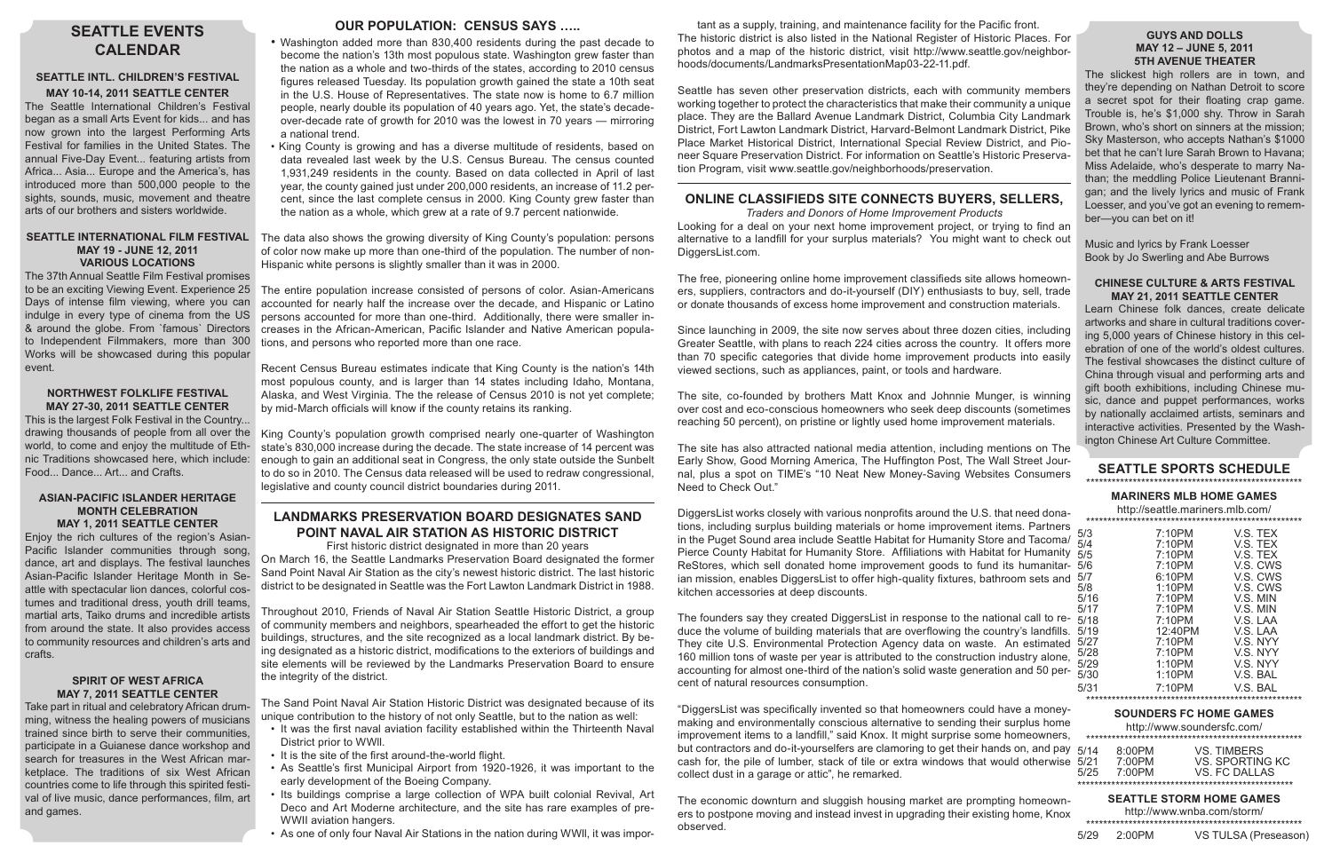# SEATTLE EVENTS CALENDAR

### SEATTLE INTL. CHILDREN'S FESTIVAL
### MAY 10-14, 2011 SEATTLE CENTER

The Seattle International Children's Festival began as a small Arts Event for kids... and has now grown into the largest Performing Arts Festival for families in the United States. The annual Five-Day Event... featuring artists from Africa... Asia... Europe and the America's, has introduced more than 500,000 people to the sights, sounds, music, movement and theatre arts of our brothers and sisters worldwide.

### SEATTLE INTERNATIONAL FILM FESTIVAL
### MAY 19 - JUNE 12, 2011
### VARIOUS LOCATIONS

The 37th Annual Seattle Film Festival promises to be an exciting Viewing Event. Experience 25 Days of intense film viewing, where you can indulge in every type of cinema from the US & around the globe. From `famous' Directors to Independent Filmmakers, more than 300 Works will be showcased during this popular event.

### NORTHWEST FOLKLIFE FESTIVAL
### MAY 27-30, 2011 SEATTLE CENTER

This is the largest Folk Festival in the Country... drawing thousands of people from all over the world, to come and enjoy the multitude of Ethnic Traditions showcased here, which include: Food... Dance... Art... and Crafts.

### ASIAN-PACIFIC ISLANDER HERITAGE MONTH CELEBRATION
### MAY 1, 2011 SEATTLE CENTER

Enjoy the rich cultures of the region's Asian-Pacific Islander communities through song, dance, art and displays. The festival launches Asian-Pacific Islander Heritage Month in Seattle with spectacular lion dances, colorful costumes and traditional dress, youth drill teams, martial arts, Taiko drums and incredible artists from around the state. It also provides access to community resources and children's arts and crafts.

### SPIRIT OF WEST AFRICA
### MAY 7, 2011 SEATTLE CENTER

Take part in ritual and celebratory African drumming, witness the healing powers of musicians trained since birth to serve their communities, participate in a Guianese dance workshop and search for treasures in the West African marketplace. The traditions of six West African countries come to life through this spirited festival of live music, dance performances, film, art and games.

## OUR POPULATION: CENSUS SAYS …..

- Washington added more than 830,400 residents during the past decade to become the nation's 13th most populous state. Washington grew faster than the nation as a whole and two-thirds of the states, according to 2010 census figures released Tuesday. Its population growth gained the state a 10th seat in the U.S. House of Representatives. The state now is home to 6.7 million people, nearly double its population of 40 years ago. Yet, the state's decade-over-decade rate of growth for 2010 was the lowest in 70 years — mirroring a national trend.
- King County is growing and has a diverse multitude of residents, based on data revealed last week by the U.S. Census Bureau. The census counted 1,931,249 residents in the county. Based on data collected in April of last year, the county gained just under 200,000 residents, an increase of 11.2 percent, since the last complete census in 2000. King County grew faster than the nation as a whole, which grew at a rate of 9.7 percent nationwide.

The data also shows the growing diversity of King County's population: persons of color now make up more than one-third of the population. The number of non-Hispanic white persons is slightly smaller than it was in 2000.

The entire population increase consisted of persons of color. Asian-Americans accounted for nearly half the increase over the decade, and Hispanic or Latino persons accounted for more than one-third. Additionally, there were smaller increases in the African-American, Pacific Islander and Native American populations, and persons who reported more than one race.

Recent Census Bureau estimates indicate that King County is the nation's 14th most populous county, and is larger than 14 states including Idaho, Montana, Alaska, and West Virginia. The the release of Census 2010 is not yet complete; by mid-March officials will know if the county retains its ranking.

King County's population growth comprised nearly one-quarter of Washington state's 830,000 increase during the decade. The state increase of 14 percent was enough to gain an additional seat in Congress, the only state outside the Sunbelt to do so in 2010. The Census data released will be used to redraw congressional, legislative and county council district boundaries during 2011.

## LANDMARKS PRESERVATION BOARD DESIGNATES SAND POINT NAVAL AIR STATION AS HISTORIC DISTRICT

First historic district designated in more than 20 years

On March 16, the Seattle Landmarks Preservation Board designated the former Sand Point Naval Air Station as the city's newest historic district. The last historic district to be designated in Seattle was the Fort Lawton Landmark District in 1988.

Throughout 2010, Friends of Naval Air Station Seattle Historic District, a group of community members and neighbors, spearheaded the effort to get the historic buildings, structures, and the site recognized as a local landmark district. By being designated as a historic district, modifications to the exteriors of buildings and site elements will be reviewed by the Landmarks Preservation Board to ensure the integrity of the district.

The Sand Point Naval Air Station Historic District was designated because of its unique contribution to the history of not only Seattle, but to the nation as well:

- It was the first naval aviation facility established within the Thirteenth Naval District prior to WWII.
- It is the site of the first around-the-world flight.
- As Seattle's first Municipal Airport from 1920-1926, it was important to the early development of the Boeing Company.
- Its buildings comprise a large collection of WPA built colonial Revival, Art Deco and Art Moderne architecture, and the site has rare examples of pre-WWII aviation hangers.
- As one of only four Naval Air Stations in the nation during WWII, it was important as a supply, training, and maintenance facility for the Pacific front.

The historic district is also listed in the National Register of Historic Places. For photos and a map of the historic district, visit http://www.seattle.gov/neighborhoods/documents/LandmarksPresentationMap03-22-11.pdf.

Seattle has seven other preservation districts, each with community members working together to protect the characteristics that make their community a unique place. They are the Ballard Avenue Landmark District, Columbia City Landmark District, Fort Lawton Landmark District, Harvard-Belmont Landmark District, Pike Place Market Historical District, International Special Review District, and Pioneer Square Preservation District. For information on Seattle's Historic Preservation Program, visit www.seattle.gov/neighborhoods/preservation.

## ONLINE CLASSIFIEDS SITE CONNECTS BUYERS, SELLERS,

*Traders and Donors of Home Improvement Products*

Looking for a deal on your next home improvement project, or trying to find an alternative to a landfill for your surplus materials? You might want to check out DiggersList.com.

The free, pioneering online home improvement classifieds site allows homeowners, suppliers, contractors and do-it-yourself (DIY) enthusiasts to buy, sell, trade or donate thousands of excess home improvement and construction materials.

Since launching in 2009, the site now serves about three dozen cities, including Greater Seattle, with plans to reach 224 cities across the country. It offers more than 70 specific categories that divide home improvement products into easily viewed sections, such as appliances, paint, or tools and hardware.

The site, co-founded by brothers Matt Knox and Johnnie Munger, is winning over cost and eco-conscious homeowners who seek deep discounts (sometimes reaching 50 percent), on pristine or lightly used home improvement materials.

The site has also attracted national media attention, including mentions on The Early Show, Good Morning America, The Huffington Post, The Wall Street Journal, plus a spot on TIME's "10 Neat New Money-Saving Websites Consumers Need to Check Out."

DiggersList works closely with various nonprofits around the U.S. that need donations, including surplus building materials or home improvement items. Partners in the Puget Sound area include Seattle Habitat for Humanity Store and Tacoma/ Pierce County Habitat for Humanity Store. Affiliations with Habitat for Humanity ReStores, which sell donated home improvement goods to fund its humanitarian mission, enables DiggersList to offer high-quality fixtures, bathroom sets and kitchen accessories at deep discounts.

The founders say they created DiggersList in response to the national call to reduce the volume of building materials that are overflowing the country's landfills. They cite U.S. Environmental Protection Agency data on waste. An estimated 160 million tons of waste per year is attributed to the construction industry alone, accounting for almost one-third of the nation's solid waste generation and 50 percent of natural resources consumption.

"DiggersList was specifically invented so that homeowners could have a money-making and environmentally conscious alternative to sending their surplus home improvement items to a landfill," said Knox. It might surprise some homeowners, but contractors and do-it-yourselfers are clamoring to get their hands on, and pay cash for, the pile of lumber, stack of tile or extra windows that would otherwise collect dust in a garage or attic", he remarked.

The economic downturn and sluggish housing market are prompting homeowners to postpone moving and instead invest in upgrading their existing home, Knox observed.

### GUYS AND DOLLS
### MAY 12 – JUNE 5, 2011
### 5TH AVENUE THEATER

The slickest high rollers are in town, and they're depending on Nathan Detroit to score a secret spot for their floating crap game. Trouble is, he's $1,000 shy. Throw in Sarah Brown, who's short on sinners at the mission; Sky Masterson, who accepts Nathan's $1000 bet that he can't lure Sarah Brown to Havana; Miss Adelaide, who's desperate to marry Nathan; the meddling Police Lieutenant Brannigan; and the lively lyrics and music of Frank Loesser, and you've got an evening to remember—you can bet on it!

Music and lyrics by Frank Loesser
Book by Jo Swerling and Abe Burrows

### CHINESE CULTURE & ARTS FESTIVAL
### MAY 21, 2011 SEATTLE CENTER

Learn Chinese folk dances, create delicate artworks and share in cultural traditions covering 5,000 years of Chinese history in this celebration of one of the world's oldest cultures. The festival showcases the distinct culture of China through visual and performing arts and gift booth exhibitions, including Chinese music, dance and puppet performances, works by nationally acclaimed artists, seminars and interactive activities. Presented by the Washington Chinese Art Culture Committee.

## SEATTLE SPORTS SCHEDULE

### MARINERS MLB HOME GAMES

http://seattle.mariners.mlb.com/

| | | |
|---|---|---|
| 5/3 | 7:10PM | V.S. TEX |
| 5/4 | 7:10PM | V.S. TEX |
| 5/5 | 7:10PM | V.S. TEX |
| 5/6 | 7:10PM | V.S. CWS |
| 5/7 | 6:10PM | V.S. CWS |
| 5/8 | 1:10PM | V.S. CWS |
| 5/16 | 7:10PM | V.S. MIN |
| 5/17 | 7:10PM | V.S. MIN |
| 5/18 | 7:10PM | V.S. LAA |
| 5/19 | 12:40PM | V.S. LAA |
| 5/27 | 7:10PM | V.S. NYY |
| 5/28 | 7:10PM | V.S. NYY |
| 5/29 | 1:10PM | V.S. NYY |
| 5/30 | 1:10PM | V.S. BAL |
| 5/31 | 7:10PM | V.S. BAL |

### SOUNDERS FC HOME GAMES

http://www.soundersfc.com/

| | | |
|---|---|---|
| 5/14 | 8:00PM | VS. TIMBERS |
| 5/21 | 7:00PM | VS. SPORTING KC |
| 5/25 | 7:00PM | VS. FC DALLAS |

### SEATTLE STORM HOME GAMES

http://www.wnba.com/storm/

| | | |
|---|---|---|
| 5/29 | 2:00PM | VS TULSA (Preseason) |